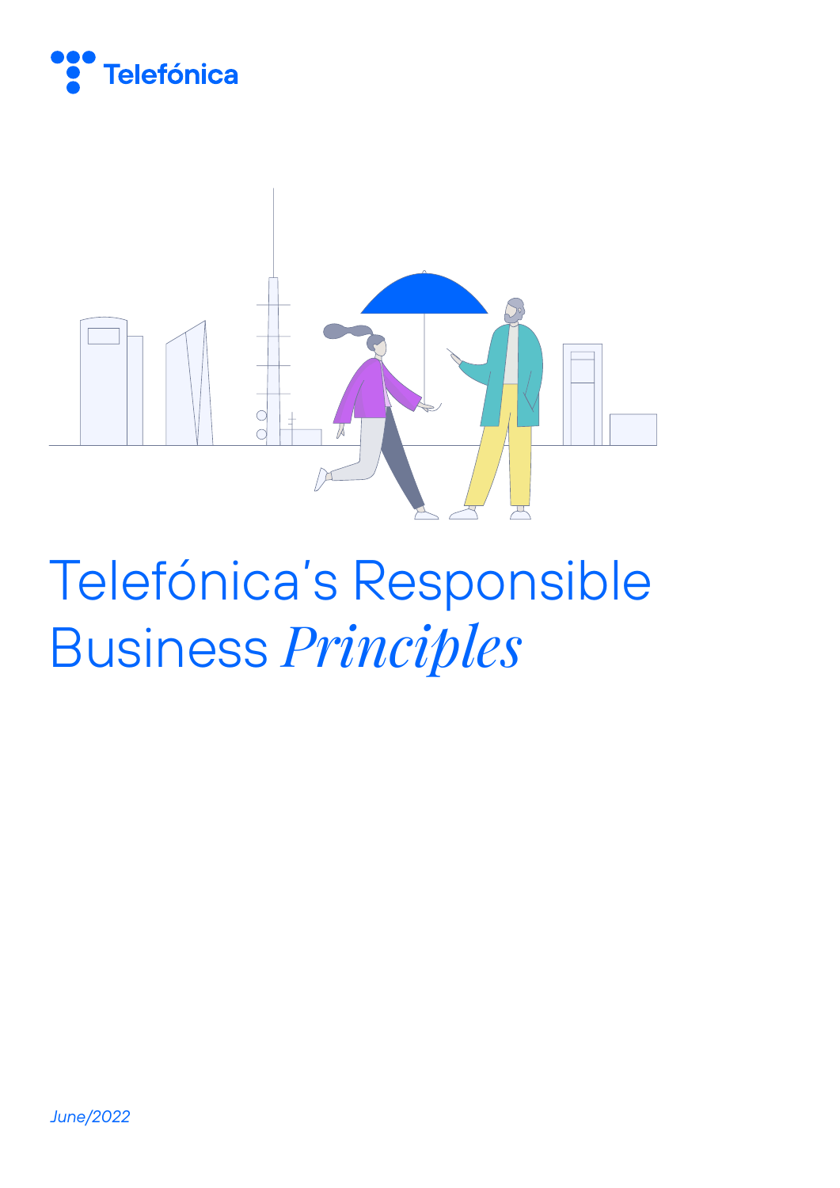Telefónica

# Telefónica's Responsible Business *Principles*

*June/2022*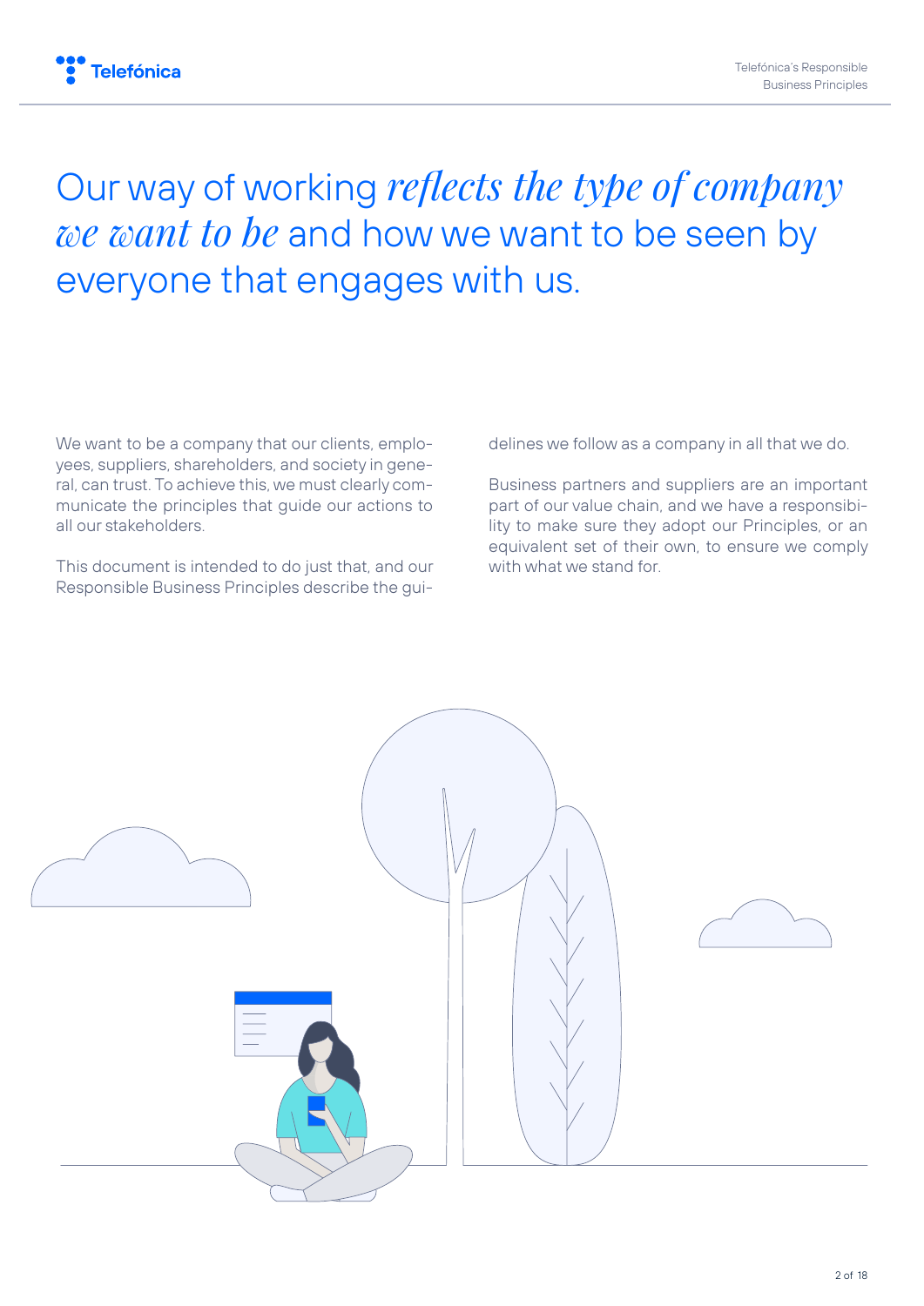# Our way of working *reflects the type of company we want to be* and how we want to be seen by everyone that engages with us.

We want to be a company that our clients, employees, suppliers, shareholders, and society in general, can trust. To achieve this, we must clearly communicate the principles that guide our actions to all our stakeholders.

This document is intended to do just that, and our Responsible Business Principles describe the guidelines we follow as a company in all that we do.

Business partners and suppliers are an important part of our value chain, and we have a responsibility to make sure they adopt our Principles, or an equivalent set of their own, to ensure we comply with what we stand for.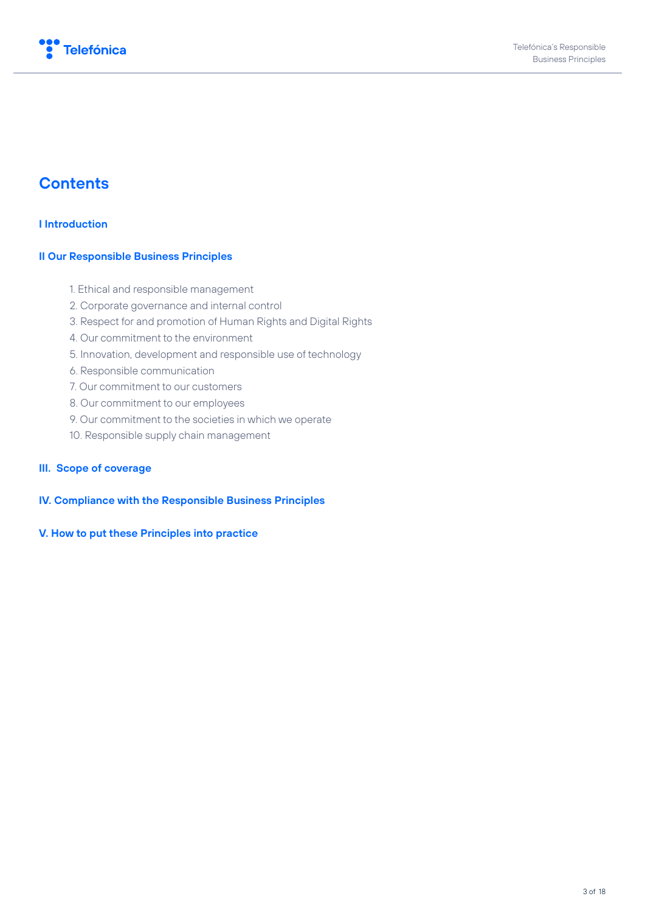# Contents

**I Introduction**

**II Our Responsible Business Principles**

1. Ethical and responsible management
2. Corporate governance and internal control
3. Respect for and promotion of Human Rights and Digital Rights
4. Our commitment to the environment
5. Innovation, development and responsible use of technology
6. Responsible communication
7. Our commitment to our customers
8. Our commitment to our employees
9. Our commitment to the societies in which we operate
10. Responsible supply chain management

**III. Scope of coverage**

**IV. Compliance with the Responsible Business Principles**

**V. How to put these Principles into practice**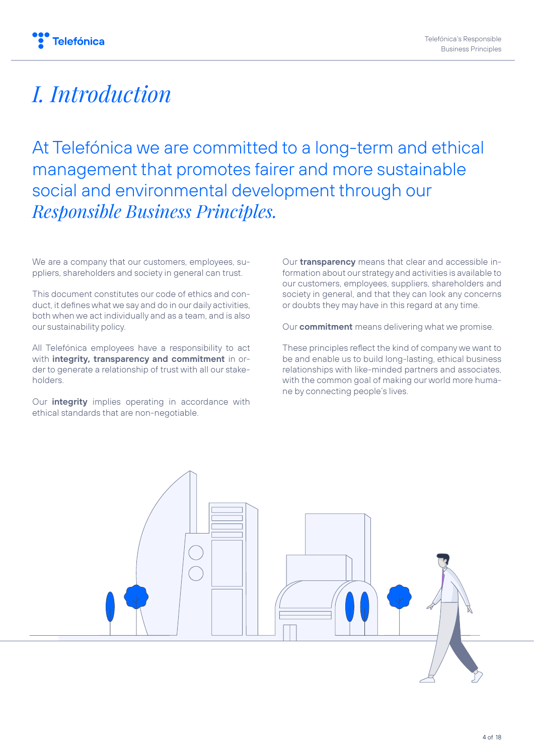# *I. Introduction*

## At Telefónica we are committed to a long-term and ethical management that promotes fairer and more sustainable social and environmental development through our *Responsible Business Principles.*

We are a company that our customers, employees, suppliers, shareholders and society in general can trust.

This document constitutes our code of ethics and conduct, it defines what we say and do in our daily activities, both when we act individually and as a team, and is also our sustainability policy.

All Telefónica employees have a responsibility to act with **integrity, transparency and commitment** in order to generate a relationship of trust with all our stakeholders.

Our **integrity** implies operating in accordance with ethical standards that are non-negotiable.

Our **transparency** means that clear and accessible information about our strategy and activities is available to our customers, employees, suppliers, shareholders and society in general, and that they can look any concerns or doubts they may have in this regard at any time.

Our **commitment** means delivering what we promise.

These principles reflect the kind of company we want to be and enable us to build long-lasting, ethical business relationships with like-minded partners and associates, with the common goal of making our world more humane by connecting people's lives.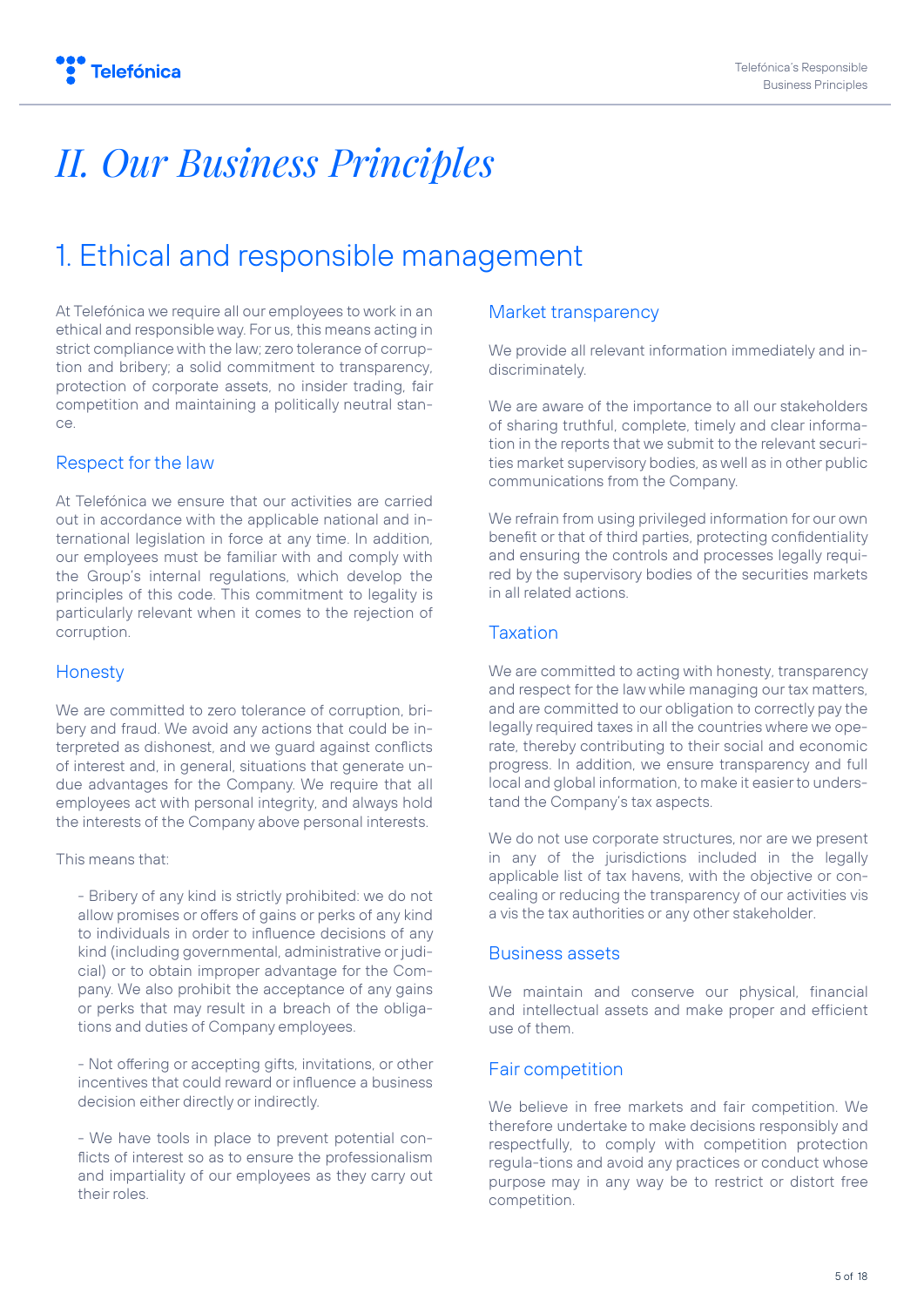# II. Our Business Principles

## 1. Ethical and responsible management

At Telefónica we require all our employees to work in an ethical and responsible way. For us, this means acting in strict compliance with the law; zero tolerance of corruption and bribery; a solid commitment to transparency, protection of corporate assets, no insider trading, fair competition and maintaining a politically neutral stance.

### Respect for the law

At Telefónica we ensure that our activities are carried out in accordance with the applicable national and international legislation in force at any time. In addition, our employees must be familiar with and comply with the Group's internal regulations, which develop the principles of this code. This commitment to legality is particularly relevant when it comes to the rejection of corruption.

### Honesty

We are committed to zero tolerance of corruption, bribery and fraud. We avoid any actions that could be interpreted as dishonest, and we guard against conflicts of interest and, in general, situations that generate undue advantages for the Company. We require that all employees act with personal integrity, and always hold the interests of the Company above personal interests.

This means that:

- Bribery of any kind is strictly prohibited: we do not allow promises or offers of gains or perks of any kind to individuals in order to influence decisions of any kind (including governmental, administrative or judicial) or to obtain improper advantage for the Company. We also prohibit the acceptance of any gains or perks that may result in a breach of the obligations and duties of Company employees.

- Not offering or accepting gifts, invitations, or other incentives that could reward or influence a business decision either directly or indirectly.

- We have tools in place to prevent potential conflicts of interest so as to ensure the professionalism and impartiality of our employees as they carry out their roles.

### Market transparency

We provide all relevant information immediately and indiscriminately.

We are aware of the importance to all our stakeholders of sharing truthful, complete, timely and clear information in the reports that we submit to the relevant securities market supervisory bodies, as well as in other public communications from the Company.

We refrain from using privileged information for our own benefit or that of third parties, protecting confidentiality and ensuring the controls and processes legally required by the supervisory bodies of the securities markets in all related actions.

### Taxation

We are committed to acting with honesty, transparency and respect for the law while managing our tax matters, and are committed to our obligation to correctly pay the legally required taxes in all the countries where we operate, thereby contributing to their social and economic progress. In addition, we ensure transparency and full local and global information, to make it easier to understand the Company's tax aspects.

We do not use corporate structures, nor are we present in any of the jurisdictions included in the legally applicable list of tax havens, with the objective or concealing or reducing the transparency of our activities vis a vis the tax authorities or any other stakeholder.

### Business assets

We maintain and conserve our physical, financial and intellectual assets and make proper and efficient use of them.

### Fair competition

We believe in free markets and fair competition. We therefore undertake to make decisions responsibly and respectfully, to comply with competition protection regula-tions and avoid any practices or conduct whose purpose may in any way be to restrict or distort free competition.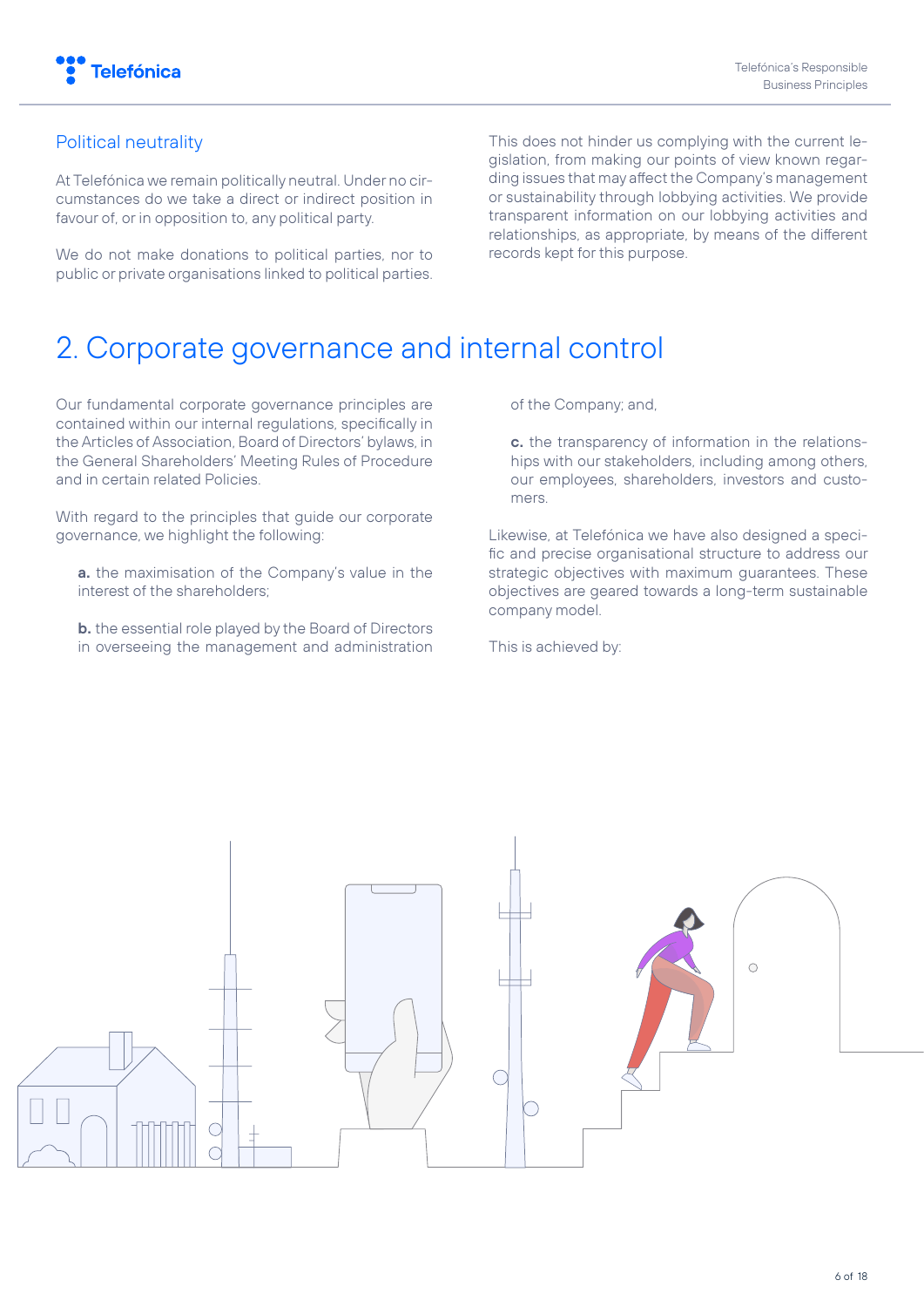### Political neutrality

At Telefónica we remain politically neutral. Under no circumstances do we take a direct or indirect position in favour of, or in opposition to, any political party.

We do not make donations to political parties, nor to public or private organisations linked to political parties.

This does not hinder us complying with the current legislation, from making our points of view known regarding issues that may affect the Company's management or sustainability through lobbying activities. We provide transparent information on our lobbying activities and relationships, as appropriate, by means of the different records kept for this purpose.

# 2. Corporate governance and internal control

Our fundamental corporate governance principles are contained within our internal regulations, specifically in the Articles of Association, Board of Directors' bylaws, in the General Shareholders' Meeting Rules of Procedure and in certain related Policies.

With regard to the principles that guide our corporate governance, we highlight the following:

**a.** the maximisation of the Company's value in the interest of the shareholders;

**b.** the essential role played by the Board of Directors in overseeing the management and administration of the Company; and,

**c.** the transparency of information in the relationships with our stakeholders, including among others, our employees, shareholders, investors and customers.

Likewise, at Telefónica we have also designed a specific and precise organisational structure to address our strategic objectives with maximum guarantees. These objectives are geared towards a long-term sustainable company model.

This is achieved by: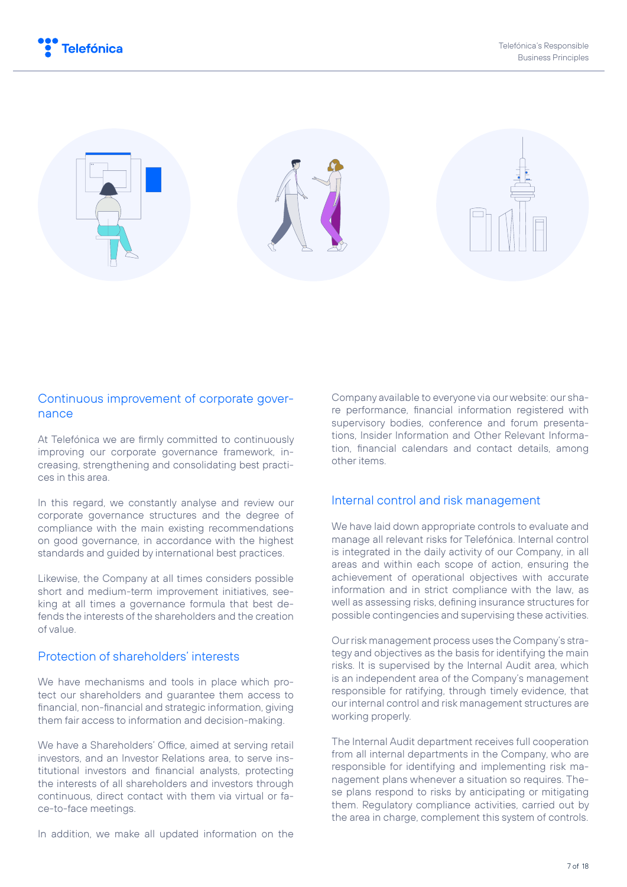## Continuous improvement of corporate governance

At Telefónica we are firmly committed to continuously improving our corporate governance framework, increasing, strengthening and consolidating best practices in this area.

In this regard, we constantly analyse and review our corporate governance structures and the degree of compliance with the main existing recommendations on good governance, in accordance with the highest standards and guided by international best practices.

Likewise, the Company at all times considers possible short and medium-term improvement initiatives, seeking at all times a governance formula that best defends the interests of the shareholders and the creation of value.

## Protection of shareholders' interests

We have mechanisms and tools in place which protect our shareholders and guarantee them access to financial, non-financial and strategic information, giving them fair access to information and decision-making.

We have a Shareholders' Office, aimed at serving retail investors, and an Investor Relations area, to serve institutional investors and financial analysts, protecting the interests of all shareholders and investors through continuous, direct contact with them via virtual or face-to-face meetings.

In addition, we make all updated information on the Company available to everyone via our website: our share performance, financial information registered with supervisory bodies, conference and forum presentations, Insider Information and Other Relevant Information, financial calendars and contact details, among other items.

## Internal control and risk management

We have laid down appropriate controls to evaluate and manage all relevant risks for Telefónica. Internal control is integrated in the daily activity of our Company, in all areas and within each scope of action, ensuring the achievement of operational objectives with accurate information and in strict compliance with the law, as well as assessing risks, defining insurance structures for possible contingencies and supervising these activities.

Our risk management process uses the Company's strategy and objectives as the basis for identifying the main risks. It is supervised by the Internal Audit area, which is an independent area of the Company's management responsible for ratifying, through timely evidence, that our internal control and risk management structures are working properly.

The Internal Audit department receives full cooperation from all internal departments in the Company, who are responsible for identifying and implementing risk management plans whenever a situation so requires. These plans respond to risks by anticipating or mitigating them. Regulatory compliance activities, carried out by the area in charge, complement this system of controls.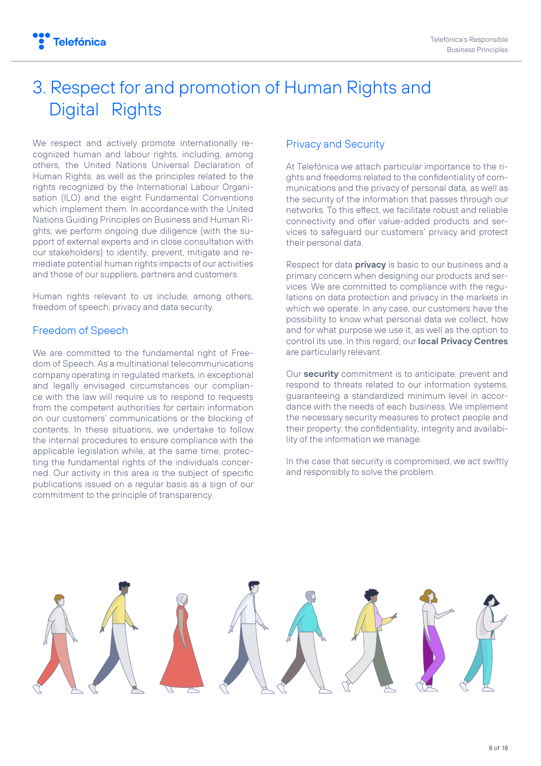# 3. Respect for and promotion of Human Rights and Digital Rights

We respect and actively promote internationally recognized human and labour rights, including, among others, the United Nations Universal Declaration of Human Rights, as well as the principles related to the rights recognized by the International Labour Organisation (ILO) and the eight Fundamental Conventions which implement them. In accordance with the United Nations Guiding Principles on Business and Human Rights, we perform ongoing due diligence (with the support of external experts and in close consultation with our stakeholders) to identify, prevent, mitigate and remediate potential human rights impacts of our activities and those of our suppliers, partners and customers.

Human rights relevant to us include, among others, freedom of speech, privacy and data security.

## Freedom of Speech

We are committed to the fundamental right of Freedom of Speech. As a multinational telecommunications company operating in regulated markets, in exceptional and legally envisaged circumstances our compliance with the law will require us to respond to requests from the competent authorities for certain information on our customers' communications or the blocking of contents. In these situations, we undertake to follow the internal procedures to ensure compliance with the applicable legislation while, at the same time, protecting the fundamental rights of the individuals concerned. Our activity in this area is the subject of specific publications issued on a regular basis as a sign of our commitment to the principle of transparency.

## Privacy and Security

At Telefónica we attach particular importance to the rights and freedoms related to the confidentiality of communications and the privacy of personal data, as well as the security of the information that passes through our networks. To this effect, we facilitate robust and reliable connectivity and offer value-added products and services to safeguard our customers' privacy and protect their personal data.

Respect for data **privacy** is basic to our business and a primary concern when designing our products and services. We are committed to compliance with the regulations on data protection and privacy in the markets in which we operate. In any case, our customers have the possibility to know what personal data we collect, how and for what purpose we use it, as well as the option to control its use. In this regard, our **local Privacy Centres** are particularly relevant.

Our **security** commitment is to anticipate, prevent and respond to threats related to our information systems, guaranteeing a standardized minimum level in accordance with the needs of each business. We implement the necessary security measures to protect people and their property: the confidentiality, integrity and availability of the information we manage.

In the case that security is compromised, we act swiftly and responsibly to solve the problem.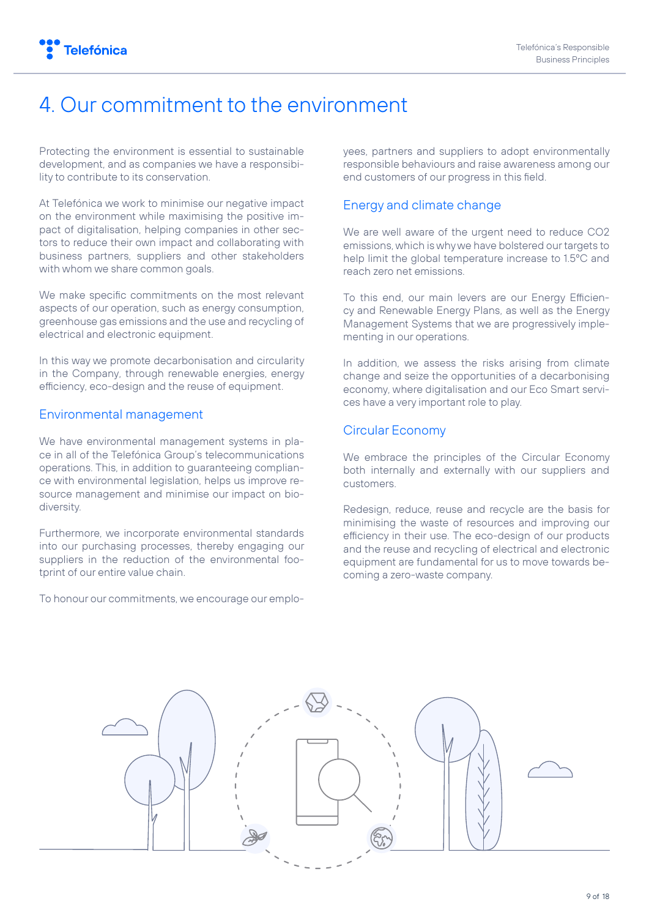# 4. Our commitment to the environment

Protecting the environment is essential to sustainable development, and as companies we have a responsibility to contribute to its conservation.

At Telefónica we work to minimise our negative impact on the environment while maximising the positive impact of digitalisation, helping companies in other sectors to reduce their own impact and collaborating with business partners, suppliers and other stakeholders with whom we share common goals.

We make specific commitments on the most relevant aspects of our operation, such as energy consumption, greenhouse gas emissions and the use and recycling of electrical and electronic equipment.

In this way we promote decarbonisation and circularity in the Company, through renewable energies, energy efficiency, eco-design and the reuse of equipment.

## Environmental management

We have environmental management systems in place in all of the Telefónica Group's telecommunications operations. This, in addition to guaranteeing compliance with environmental legislation, helps us improve resource management and minimise our impact on biodiversity.

Furthermore, we incorporate environmental standards into our purchasing processes, thereby engaging our suppliers in the reduction of the environmental footprint of our entire value chain.

To honour our commitments, we encourage our employees, partners and suppliers to adopt environmentally responsible behaviours and raise awareness among our end customers of our progress in this field.

## Energy and climate change

We are well aware of the urgent need to reduce $CO_2$ emissions, which is why we have bolstered our targets to help limit the global temperature increase to 1.5°C and reach zero net emissions.

To this end, our main levers are our Energy Efficiency and Renewable Energy Plans, as well as the Energy Management Systems that we are progressively implementing in our operations.

In addition, we assess the risks arising from climate change and seize the opportunities of a decarbonising economy, where digitalisation and our Eco Smart services have a very important role to play.

## Circular Economy

We embrace the principles of the Circular Economy both internally and externally with our suppliers and customers.

Redesign, reduce, reuse and recycle are the basis for minimising the waste of resources and improving our efficiency in their use. The eco-design of our products and the reuse and recycling of electrical and electronic equipment are fundamental for us to move towards becoming a zero-waste company.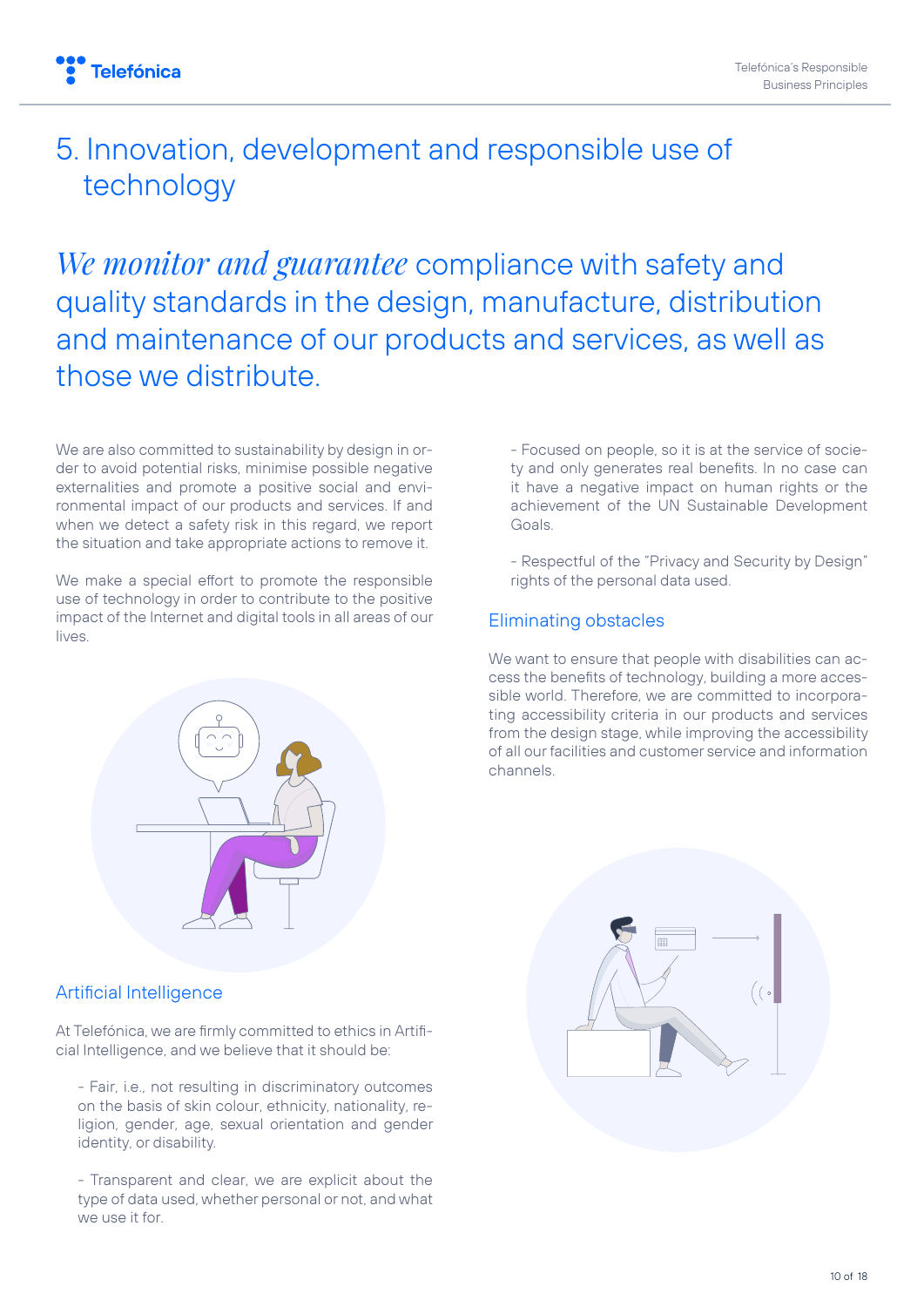# 5. Innovation, development and responsible use of technology

## *We monitor and guarantee* compliance with safety and quality standards in the design, manufacture, distribution and maintenance of our products and services, as well as those we distribute.

We are also committed to sustainability by design in order to avoid potential risks, minimise possible negative externalities and promote a positive social and environmental impact of our products and services. If and when we detect a safety risk in this regard, we report the situation and take appropriate actions to remove it.

We make a special effort to promote the responsible use of technology in order to contribute to the positive impact of the Internet and digital tools in all areas of our lives.

### Artificial Intelligence

At Telefónica, we are firmly committed to ethics in Artificial Intelligence, and we believe that it should be:

- Fair, i.e., not resulting in discriminatory outcomes on the basis of skin colour, ethnicity, nationality, religion, gender, age, sexual orientation and gender identity, or disability.

- Transparent and clear, we are explicit about the type of data used, whether personal or not, and what we use it for.

- Focused on people, so it is at the service of society and only generates real benefits. In no case can it have a negative impact on human rights or the achievement of the UN Sustainable Development Goals.

- Respectful of the "Privacy and Security by Design" rights of the personal data used.

### Eliminating obstacles

We want to ensure that people with disabilities can access the benefits of technology, building a more accessible world. Therefore, we are committed to incorporating accessibility criteria in our products and services from the design stage, while improving the accessibility of all our facilities and customer service and information channels.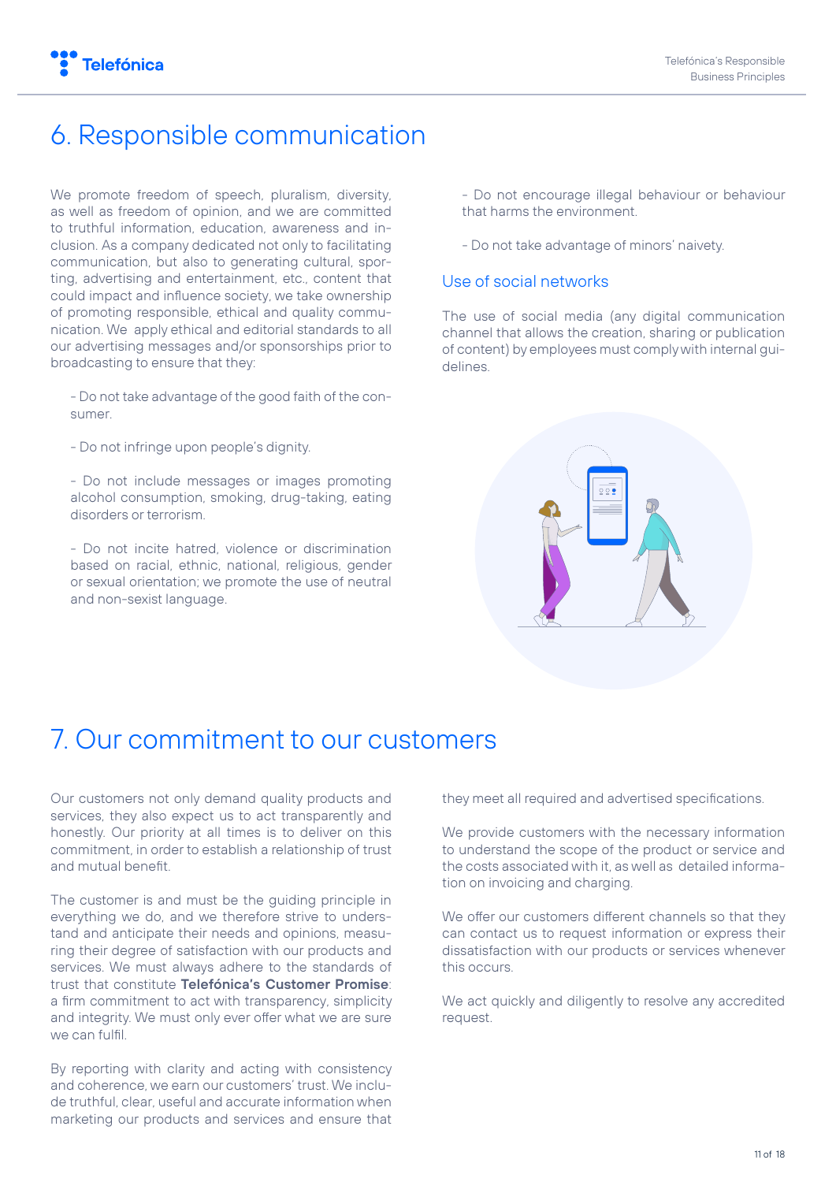# 6. Responsible communication

We promote freedom of speech, pluralism, diversity, as well as freedom of opinion, and we are committed to truthful information, education, awareness and inclusion. As a company dedicated not only to facilitating communication, but also to generating cultural, sporting, advertising and entertainment, etc., content that could impact and influence society, we take ownership of promoting responsible, ethical and quality communication. We apply ethical and editorial standards to all our advertising messages and/or sponsorships prior to broadcasting to ensure that they:

- Do not take advantage of the good faith of the consumer.

- Do not infringe upon people's dignity.

- Do not include messages or images promoting alcohol consumption, smoking, drug-taking, eating disorders or terrorism.

- Do not incite hatred, violence or discrimination based on racial, ethnic, national, religious, gender or sexual orientation; we promote the use of neutral and non-sexist language.

- Do not encourage illegal behaviour or behaviour that harms the environment.

- Do not take advantage of minors' naivety.

## Use of social networks

The use of social media (any digital communication channel that allows the creation, sharing or publication of content) by employees must comply with internal guidelines.

# 7. Our commitment to our customers

Our customers not only demand quality products and services, they also expect us to act transparently and honestly. Our priority at all times is to deliver on this commitment, in order to establish a relationship of trust and mutual benefit.

The customer is and must be the guiding principle in everything we do, and we therefore strive to understand and anticipate their needs and opinions, measuring their degree of satisfaction with our products and services. We must always adhere to the standards of trust that constitute **Telefónica's Customer Promise**: a firm commitment to act with transparency, simplicity and integrity. We must only ever offer what we are sure we can fulfil.

By reporting with clarity and acting with consistency and coherence, we earn our customers' trust. We include truthful, clear, useful and accurate information when marketing our products and services and ensure that they meet all required and advertised specifications.

We provide customers with the necessary information to understand the scope of the product or service and the costs associated with it, as well as detailed information on invoicing and charging.

We offer our customers different channels so that they can contact us to request information or express their dissatisfaction with our products or services whenever this occurs.

We act quickly and diligently to resolve any accredited request.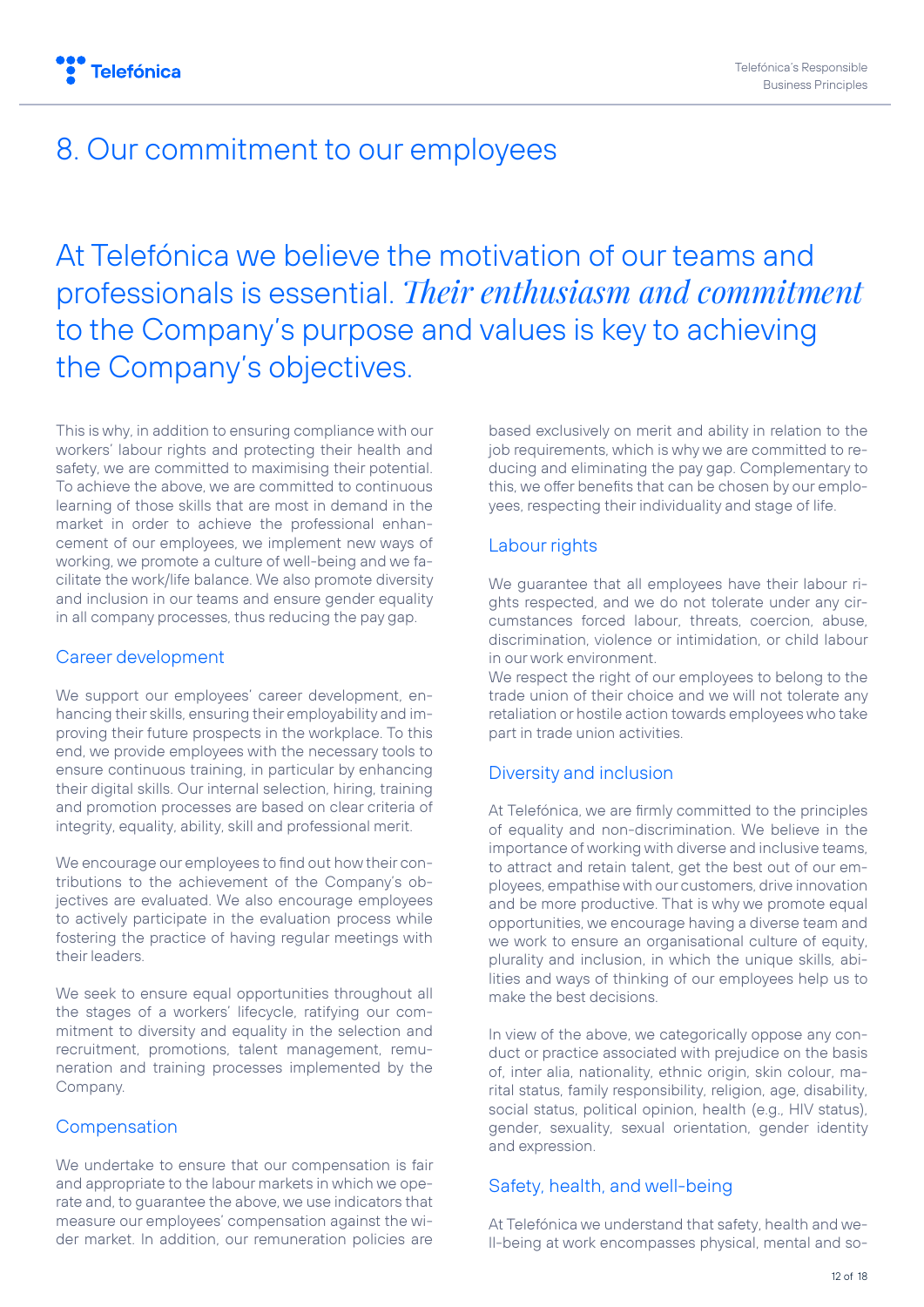# 8. Our commitment to our employees

At Telefónica we believe the motivation of our teams and professionals is essential. *Their enthusiasm and commitment* to the Company's purpose and values is key to achieving the Company's objectives.

This is why, in addition to ensuring compliance with our workers' labour rights and protecting their health and safety, we are committed to maximising their potential. To achieve the above, we are committed to continuous learning of those skills that are most in demand in the market in order to achieve the professional enhancement of our employees, we implement new ways of working, we promote a culture of well-being and we facilitate the work/life balance. We also promote diversity and inclusion in our teams and ensure gender equality in all company processes, thus reducing the pay gap.

## Career development

We support our employees' career development, enhancing their skills, ensuring their employability and improving their future prospects in the workplace. To this end, we provide employees with the necessary tools to ensure continuous training, in particular by enhancing their digital skills. Our internal selection, hiring, training and promotion processes are based on clear criteria of integrity, equality, ability, skill and professional merit.

We encourage our employees to find out how their contributions to the achievement of the Company's objectives are evaluated. We also encourage employees to actively participate in the evaluation process while fostering the practice of having regular meetings with their leaders.

We seek to ensure equal opportunities throughout all the stages of a workers' lifecycle, ratifying our commitment to diversity and equality in the selection and recruitment, promotions, talent management, remuneration and training processes implemented by the Company.

## Compensation

We undertake to ensure that our compensation is fair and appropriate to the labour markets in which we operate and, to guarantee the above, we use indicators that measure our employees' compensation against the wider market. In addition, our remuneration policies are based exclusively on merit and ability in relation to the job requirements, which is why we are committed to reducing and eliminating the pay gap. Complementary to this, we offer benefits that can be chosen by our employees, respecting their individuality and stage of life.

## Labour rights

We guarantee that all employees have their labour rights respected, and we do not tolerate under any circumstances forced labour, threats, coercion, abuse, discrimination, violence or intimidation, or child labour in our work environment.
We respect the right of our employees to belong to the trade union of their choice and we will not tolerate any retaliation or hostile action towards employees who take part in trade union activities.

## Diversity and inclusion

At Telefónica, we are firmly committed to the principles of equality and non-discrimination. We believe in the importance of working with diverse and inclusive teams, to attract and retain talent, get the best out of our employees, empathise with our customers, drive innovation and be more productive. That is why we promote equal opportunities, we encourage having a diverse team and we work to ensure an organisational culture of equity, plurality and inclusion, in which the unique skills, abilities and ways of thinking of our employees help us to make the best decisions.

In view of the above, we categorically oppose any conduct or practice associated with prejudice on the basis of, inter alia, nationality, ethnic origin, skin colour, marital status, family responsibility, religion, age, disability, social status, political opinion, health (e.g., HIV status), gender, sexuality, sexual orientation, gender identity and expression.

## Safety, health, and well-being

At Telefónica we understand that safety, health and well-being at work encompasses physical, mental and so-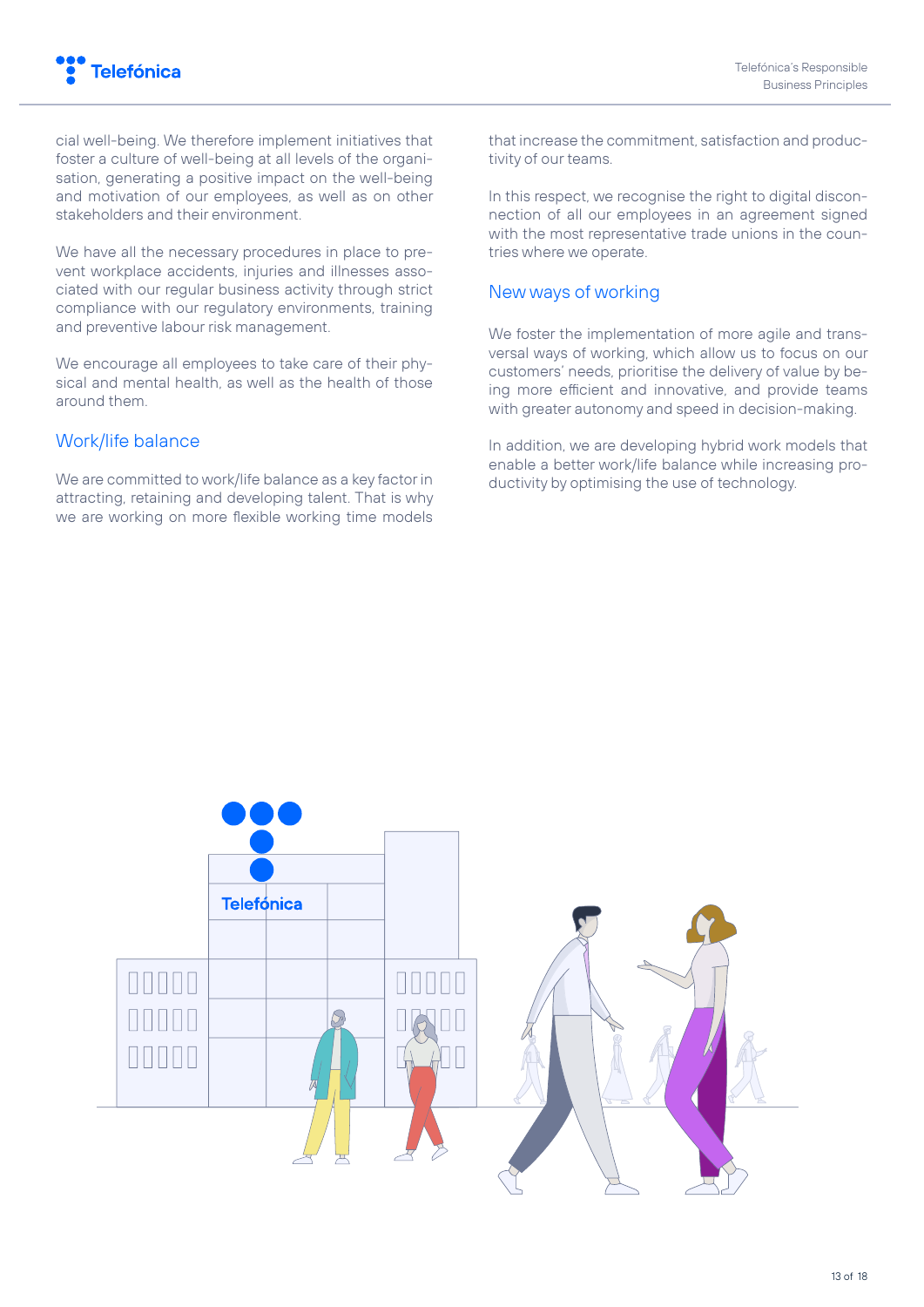cial well-being. We therefore implement initiatives that foster a culture of well-being at all levels of the organisation, generating a positive impact on the well-being and motivation of our employees, as well as on other stakeholders and their environment.

We have all the necessary procedures in place to prevent workplace accidents, injuries and illnesses associated with our regular business activity through strict compliance with our regulatory environments, training and preventive labour risk management.

We encourage all employees to take care of their physical and mental health, as well as the health of those around them.

## Work/life balance

We are committed to work/life balance as a key factor in attracting, retaining and developing talent. That is why we are working on more flexible working time models that increase the commitment, satisfaction and productivity of our teams.

In this respect, we recognise the right to digital disconnection of all our employees in an agreement signed with the most representative trade unions in the countries where we operate.

## New ways of working

We foster the implementation of more agile and transversal ways of working, which allow us to focus on our customers' needs, prioritise the delivery of value by being more efficient and innovative, and provide teams with greater autonomy and speed in decision-making.

In addition, we are developing hybrid work models that enable a better work/life balance while increasing productivity by optimising the use of technology.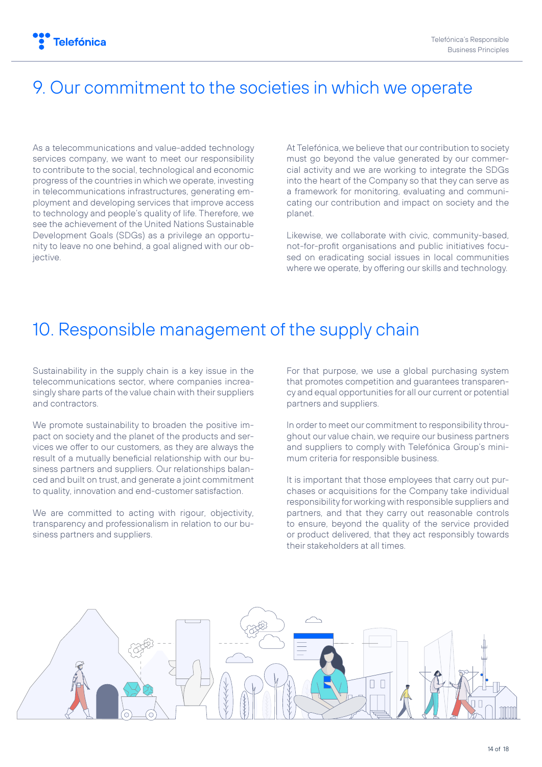# 9. Our commitment to the societies in which we operate

As a telecommunications and value-added technology services company, we want to meet our responsibility to contribute to the social, technological and economic progress of the countries in which we operate, investing in telecommunications infrastructures, generating employment and developing services that improve access to technology and people's quality of life. Therefore, we see the achievement of the United Nations Sustainable Development Goals (SDGs) as a privilege an opportunity to leave no one behind, a goal aligned with our objective.

At Telefónica, we believe that our contribution to society must go beyond the value generated by our commercial activity and we are working to integrate the SDGs into the heart of the Company so that they can serve as a framework for monitoring, evaluating and communicating our contribution and impact on society and the planet.

Likewise, we collaborate with civic, community-based, not-for-profit organisations and public initiatives focused on eradicating social issues in local communities where we operate, by offering our skills and technology.

# 10. Responsible management of the supply chain

Sustainability in the supply chain is a key issue in the telecommunications sector, where companies increasingly share parts of the value chain with their suppliers and contractors.

We promote sustainability to broaden the positive impact on society and the planet of the products and services we offer to our customers, as they are always the result of a mutually beneficial relationship with our business partners and suppliers. Our relationships balanced and built on trust, and generate a joint commitment to quality, innovation and end-customer satisfaction.

We are committed to acting with rigour, objectivity, transparency and professionalism in relation to our business partners and suppliers.

For that purpose, we use a global purchasing system that promotes competition and guarantees transparency and equal opportunities for all our current or potential partners and suppliers.

In order to meet our commitment to responsibility throughout our value chain, we require our business partners and suppliers to comply with Telefónica Group's minimum criteria for responsible business.

It is important that those employees that carry out purchases or acquisitions for the Company take individual responsibility for working with responsible suppliers and partners, and that they carry out reasonable controls to ensure, beyond the quality of the service provided or product delivered, that they act responsibly towards their stakeholders at all times.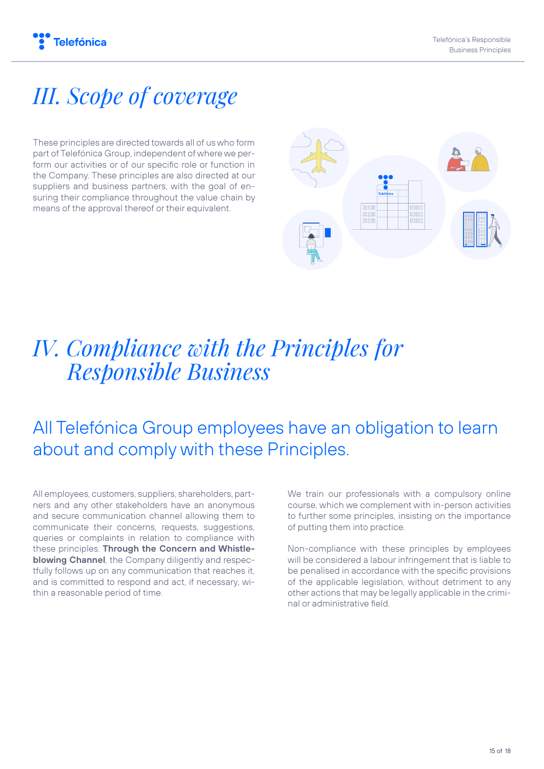# *III. Scope of coverage*

These principles are directed towards all of us who form part of Telefónica Group, independent of where we perform our activities or of our specific role or function in the Company. These principles are also directed at our suppliers and business partners, with the goal of ensuring their compliance throughout the value chain by means of the approval thereof or their equivalent.

# *IV. Compliance with the Principles for Responsible Business*

## All Telefónica Group employees have an obligation to learn about and comply with these Principles.

All employees, customers, suppliers, shareholders, partners and any other stakeholders have an anonymous and secure communication channel allowing them to communicate their concerns, requests, suggestions, queries or complaints in relation to compliance with these principles. **Through the Concern and Whistleblowing Channel**, the Company diligently and respectfully follows up on any communication that reaches it, and is committed to respond and act, if necessary, within a reasonable period of time.

We train our professionals with a compulsory online course, which we complement with in-person activities to further some principles, insisting on the importance of putting them into practice.

Non-compliance with these principles by employees will be considered a labour infringement that is liable to be penalised in accordance with the specific provisions of the applicable legislation, without detriment to any other actions that may be legally applicable in the criminal or administrative field.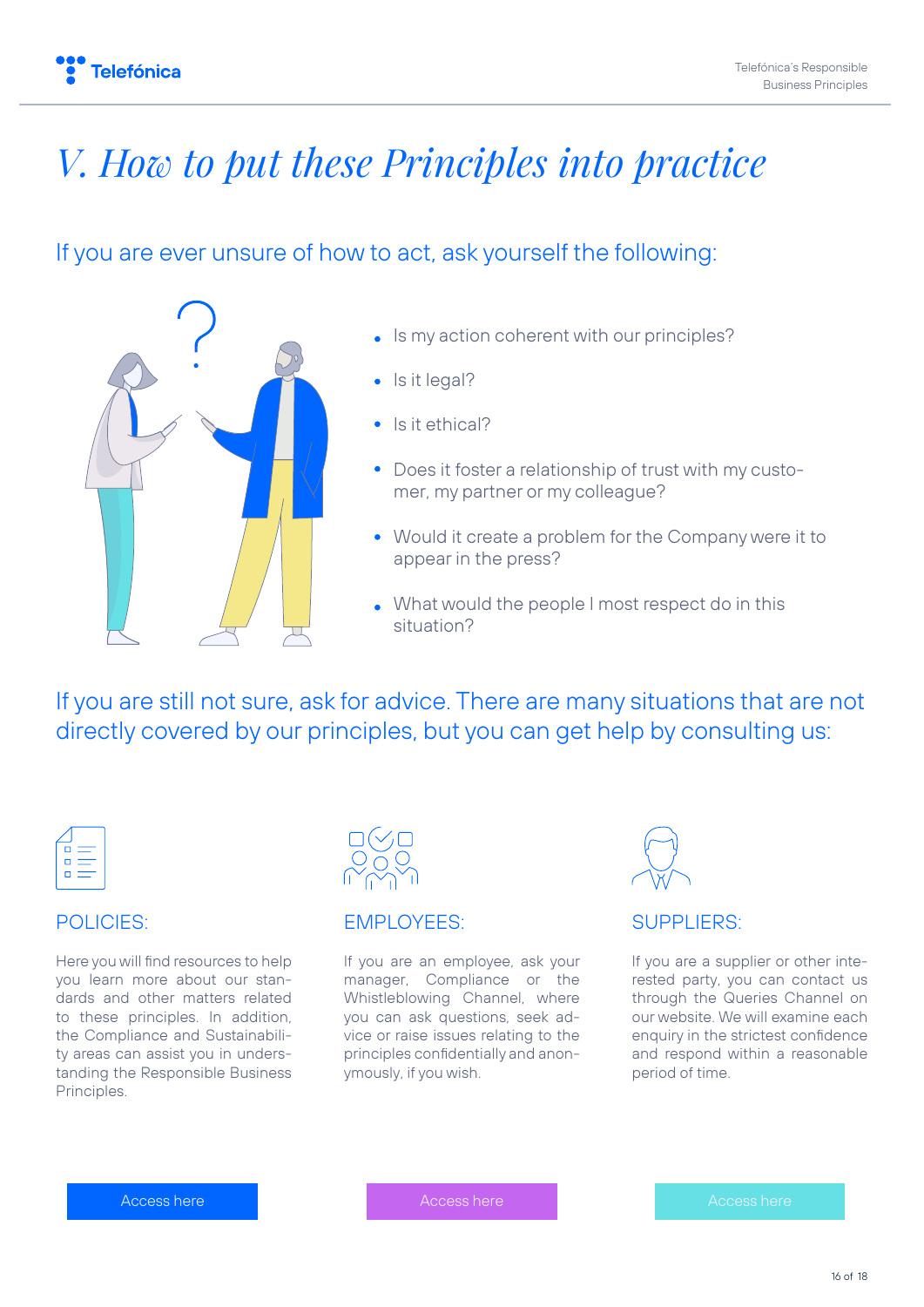# *V. How to put these Principles into practice*

## If you are ever unsure of how to act, ask yourself the following:

- Is my action coherent with our principles?
- Is it legal?
- Is it ethical?
- Does it foster a relationship of trust with my customer, my partner or my colleague?
- Would it create a problem for the Company were it to appear in the press?
- What would the people I most respect do in this situation?

## If you are still not sure, ask for advice. There are many situations that are not directly covered by our principles, but you can get help by consulting us:

### POLICIES:

Here you will find resources to help you learn more about our standards and other matters related to these principles. In addition, the Compliance and Sustainability areas can assist you in understanding the Responsible Business Principles.

Access here

### EMPLOYEES:

If you are an employee, ask your manager, Compliance or the Whistleblowing Channel, where you can ask questions, seek advice or raise issues relating to the principles confidentially and anonymously, if you wish.

Access here

### SUPPLIERS:

If you are a supplier or other interested party, you can contact us through the Queries Channel on our website. We will examine each enquiry in the strictest confidence and respond within a reasonable period of time.

Access here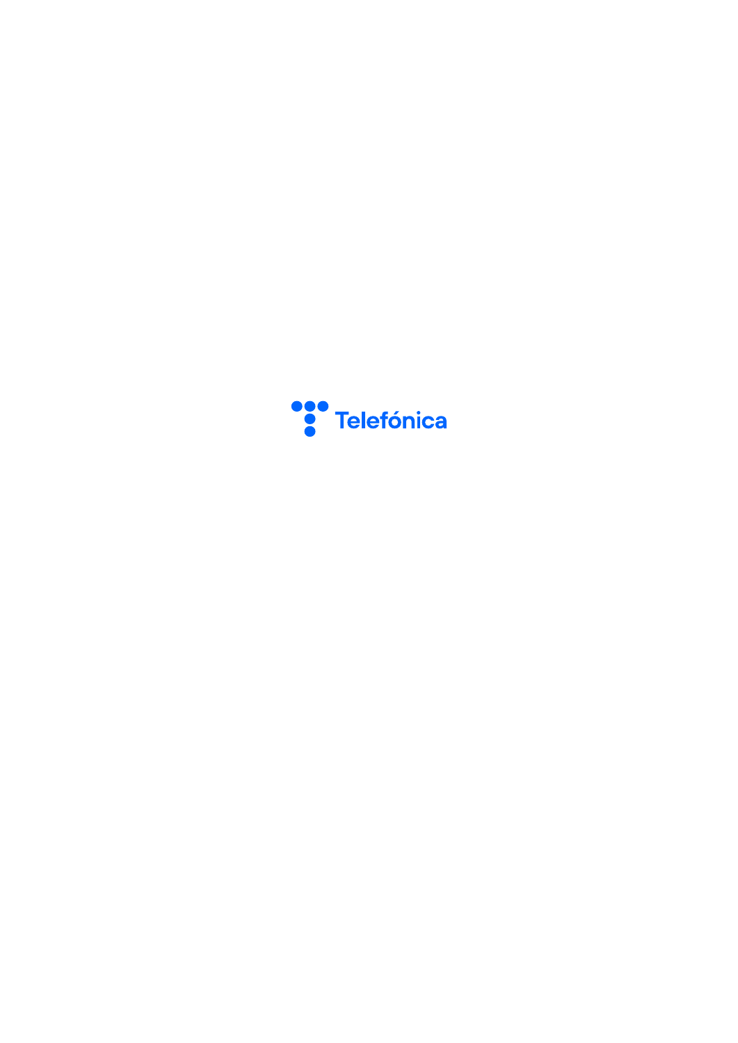Telefónica